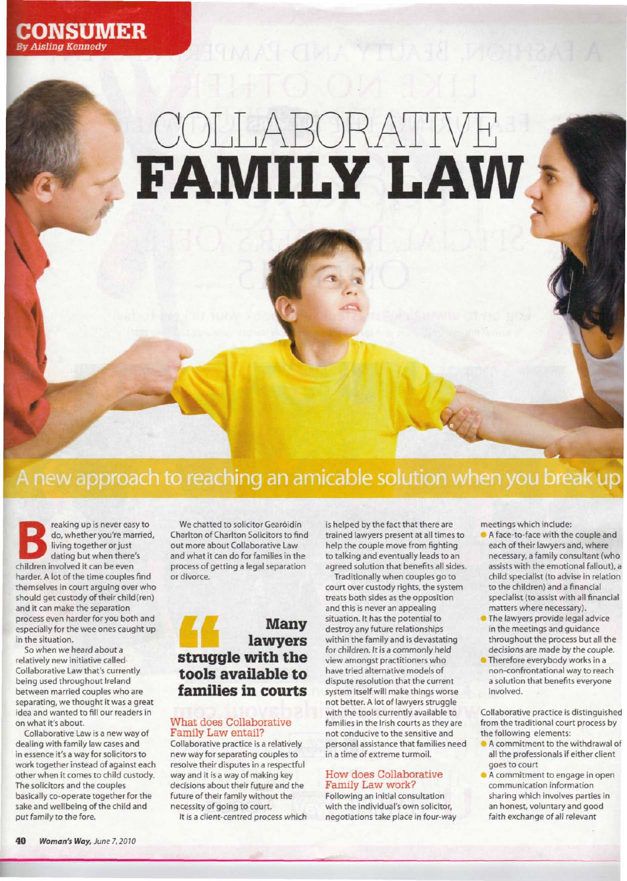CONSUMER

*By Aisling Kennedy*

# COLLABORATIVE FAMILY LAW

## A new approach to reaching an amicable solution when you break up

Breaking up is never easy to do, whether you're married, living together or just dating but when there's children involved it can be even harder. A lot of the time couples find themselves in court arguing over who should get custody of their child(ren) and it can make the separation process even harder for you both and especially for the wee ones caught up in the situation.

So when we heard about a relatively new initiative called Collaborative Law that's currently being used throughout Ireland between married couples who are separating, we thought it was a great idea and wanted to fill our readers in on what it's about.

Collaborative Law is a new way of dealing with family law cases and in essence it's a way for solicitors to work together instead of against each other when it comes to child custody. The solicitors and the couples basically co-operate together for the sake and wellbeing of the child and put family to the fore.

We chatted to solicitor Gearóidín Charlton of Charlton Solicitors to find out more about Collaborative Law and what it can do for families in the process of getting a legal separation or divorce.

> **Many lawyers struggle with the tools available to families in courts**

### What does Collaborative Family Law entail?

Collaborative practice is a relatively new way for separating couples to resolve their disputes in a respectful way and it is a way of making key decisions about their future and the future of their family without the necessity of going to court.

It is a client-centred process which is helped by the fact that there are trained lawyers present at all times to help the couple move from fighting to talking and eventually leads to an agreed solution that benefits all sides.

Traditionally when couples go to court over custody rights, the system treats both sides as the opposition and this is never an appealing situation. It has the potential to destroy any future relationships within the family and is devastating for children. It is a commonly held view amongst practitioners who have tried alternative models of dispute resolution that the current system itself will make things worse not better. A lot of lawyers struggle with the tools currently available to families in the Irish courts as they are not conducive to the sensitive and personal assistance that families need in a time of extreme turmoil.

### How does Collaborative Family Law work?

Following an initial consultation with the individual's own solicitor, negotiations take place in four-way meetings which include:

- A face-to-face with the couple and each of their lawyers and, where necessary, a family consultant (who assists with the emotional fallout), a child specialist (to advise in relation to the children) and a financial specialist (to assist with all financial matters where necessary).
- The lawyers provide legal advice in the meetings and guidance throughout the process but all the decisions are made by the couple.
- Therefore everybody works in a non-confrontational way to reach a solution that benefits everyone involved.

Collaborative practice is distinguished from the traditional court process by the following elements:

- A commitment to the withdrawal of all the professionals if either client goes to court
- A commitment to engage in open communication information sharing which involves parties in an honest, voluntary and good faith exchange of all relevant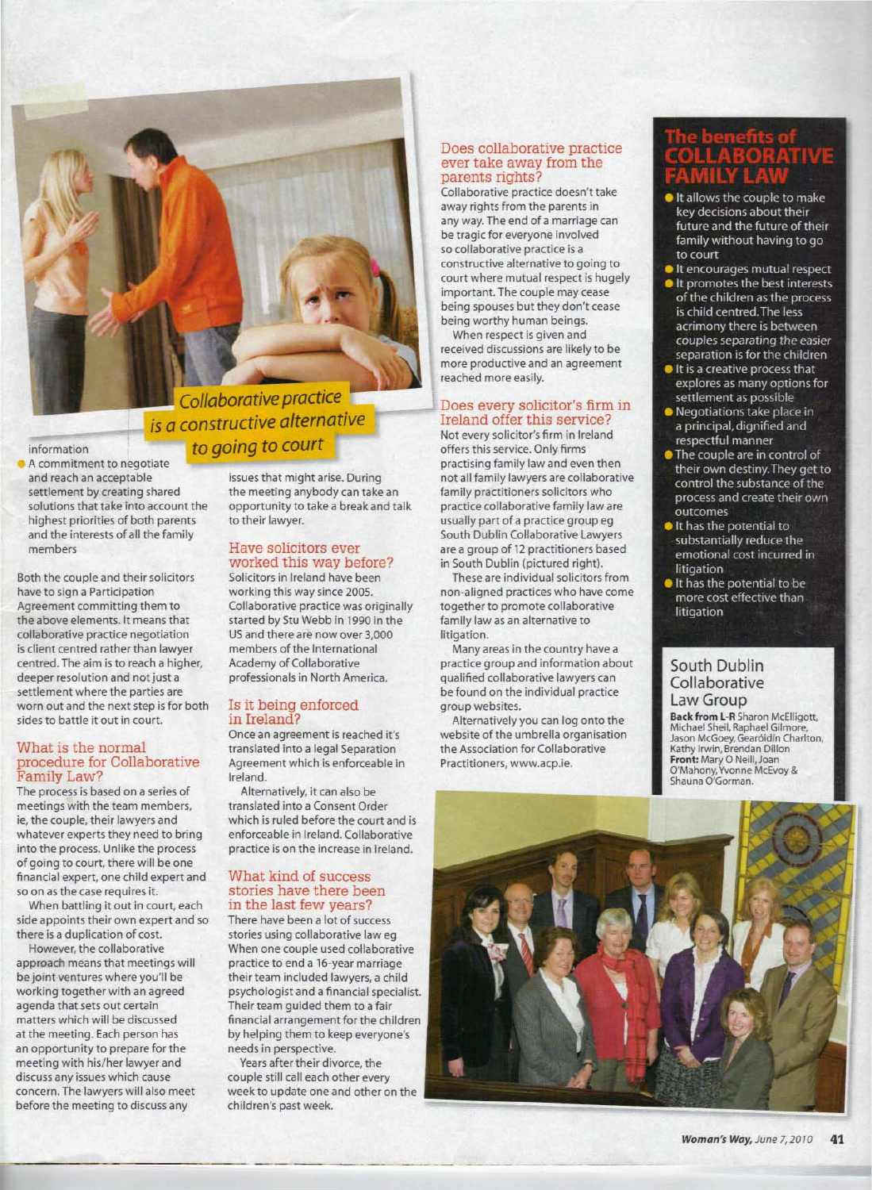*Collaborative practice is a constructive alternative to going to court*

information

- A commitment to negotiate and reach an acceptable settlement by creating shared solutions that take into account the highest priorities of both parents and the interests of all the family members

Both the couple and their solicitors have to sign a Participation Agreement committing them to the above elements. It means that collaborative practice negotiation is client centred rather than lawyer centred. The aim is to reach a higher, deeper resolution and not just a settlement where the parties are worn out and the next step is for both sides to battle it out in court.

## What is the normal procedure for Collaborative Family Law?

The process is based on a series of meetings with the team members, ie, the couple, their lawyers and whatever experts they need to bring into the process. Unlike the process of going to court, there will be one financial expert, one child expert and so on as the case requires it.

When battling it out in court, each side appoints their own expert and so there is a duplication of cost.

However, the collaborative approach means that meetings will be joint ventures where you'll be working together with an agreed agenda that sets out certain matters which will be discussed at the meeting. Each person has an opportunity to prepare for the meeting with his/her lawyer and discuss any issues which cause concern. The lawyers will also meet before the meeting to discuss any issues that might arise. During the meeting anybody can take an opportunity to take a break and talk to their lawyer.

## Have solicitors ever worked this way before?

Solicitors in Ireland have been working this way since 2005. Collaborative practice was originally started by Stu Webb in 1990 in the US and there are now over 3,000 members of the International Academy of Collaborative professionals in North America.

## Is it being enforced in Ireland?

Once an agreement is reached it's translated into a legal Separation Agreement which is enforceable in Ireland.

Alternatively, it can also be translated into a Consent Order which is ruled before the court and is enforceable in Ireland. Collaborative practice is on the increase in Ireland.

## What kind of success stories have there been in the last few years?

There have been a lot of success stories using collaborative law eg When one couple used collaborative practice to end a 16-year marriage their team included lawyers, a child psychologist and a financial specialist. Their team guided them to a fair financial arrangement for the children by helping them to keep everyone's needs in perspective.

Years after their divorce, the couple still call each other every week to update one and other on the children's past week.

## Does collaborative practice ever take away from the parents rights?

Collaborative practice doesn't take away rights from the parents in any way. The end of a marriage can be tragic for everyone involved so collaborative practice is a constructive alternative to going to court where mutual respect is hugely important. The couple may cease being spouses but they don't cease being worthy human beings.

When respect is given and received discussions are likely to be more productive and an agreement reached more easily.

## Does every solicitor's firm in Ireland offer this service?

Not every solicitor's firm in Ireland offers this service. Only firms practising family law and even then not all family lawyers are collaborative family practitioners solicitors who practice collaborative family law are usually part of a practice group eg South Dublin Collaborative Lawyers are a group of 12 practitioners based in South Dublin (pictured right).

These are individual solicitors from non-aligned practices who have come together to promote collaborative family law as an alternative to litigation.

Many areas in the country have a practice group and information about qualified collaborative lawyers can be found on the individual practice group websites.

Alternatively you can log onto the website of the umbrella organisation the Association for Collaborative Practitioners, www.acp.ie.

## The benefits of COLLABORATIVE FAMILY LAW

- It allows the couple to make key decisions about their future and the future of their family without having to go to court
- It encourages mutual respect
- It promotes the best interests of the children as the process is child centred. The less acrimony there is between couples separating the easier separation is for the children
- It is a creative process that explores as many options for settlement as possible
- Negotiations take place in a principal, dignified and respectful manner
- The couple are in control of their own destiny. They get to control the substance of the process and create their own outcomes
- It has the potential to substantially reduce the emotional cost incurred in litigation
- It has the potential to be more cost effective than litigation

## South Dublin Collaborative Law Group

**Back from L-R** Sharon McElligott, Michael Sheil, Raphael Gilmore, Jason McGoey, Gearóidín Charlton, Kathy Irwin, Brendan Dillon
**Front:** Mary O Neill, Joan O'Mahony, Yvonne McEvoy & Shauna O'Gorman.